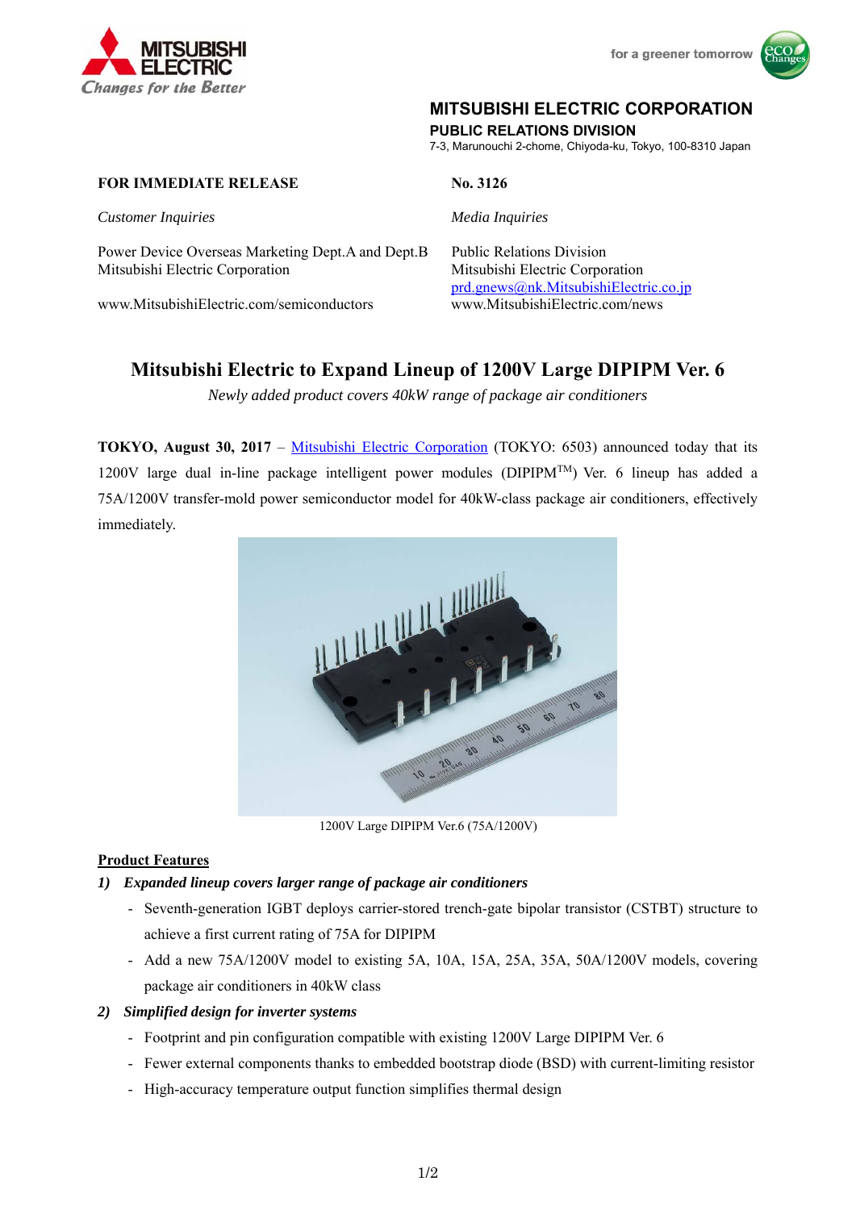MITSUBISHI ELECTRIC
Changes for the Better

for a greener tomorrow

**MITSUBISHI ELECTRIC CORPORATION**
**PUBLIC RELATIONS DIVISION**
7-3, Marunouchi 2-chome, Chiyoda-ku, Tokyo, 100-8310 Japan

**FOR IMMEDIATE RELEASE** **No. 3126**

*Customer Inquiries*

Power Device Overseas Marketing Dept.A and Dept.B
Mitsubishi Electric Corporation

www.MitsubishiElectric.com/semiconductors

*Media Inquiries*

Public Relations Division
Mitsubishi Electric Corporation
prd.gnews@nk.MitsubishiElectric.co.jp
www.MitsubishiElectric.com/news

# Mitsubishi Electric to Expand Lineup of 1200V Large DIPIPM Ver. 6

*Newly added product covers 40kW range of package air conditioners*

**TOKYO, August 30, 2017** – Mitsubishi Electric Corporation (TOKYO: 6503) announced today that its 1200V large dual in-line package intelligent power modules (DIPIPM™) Ver. 6 lineup has added a 75A/1200V transfer-mold power semiconductor model for 40kW-class package air conditioners, effectively immediately.

1200V Large DIPIPM Ver.6 (75A/1200V)

## Product Features

1) ***Expanded lineup covers larger range of package air conditioners***
   - Seventh-generation IGBT deploys carrier-stored trench-gate bipolar transistor (CSTBT) structure to achieve a first current rating of 75A for DIPIPM
   - Add a new 75A/1200V model to existing 5A, 10A, 15A, 25A, 35A, 50A/1200V models, covering package air conditioners in 40kW class

2) ***Simplified design for inverter systems***
   - Footprint and pin configuration compatible with existing 1200V Large DIPIPM Ver. 6
   - Fewer external components thanks to embedded bootstrap diode (BSD) with current-limiting resistor
   - High-accuracy temperature output function simplifies thermal design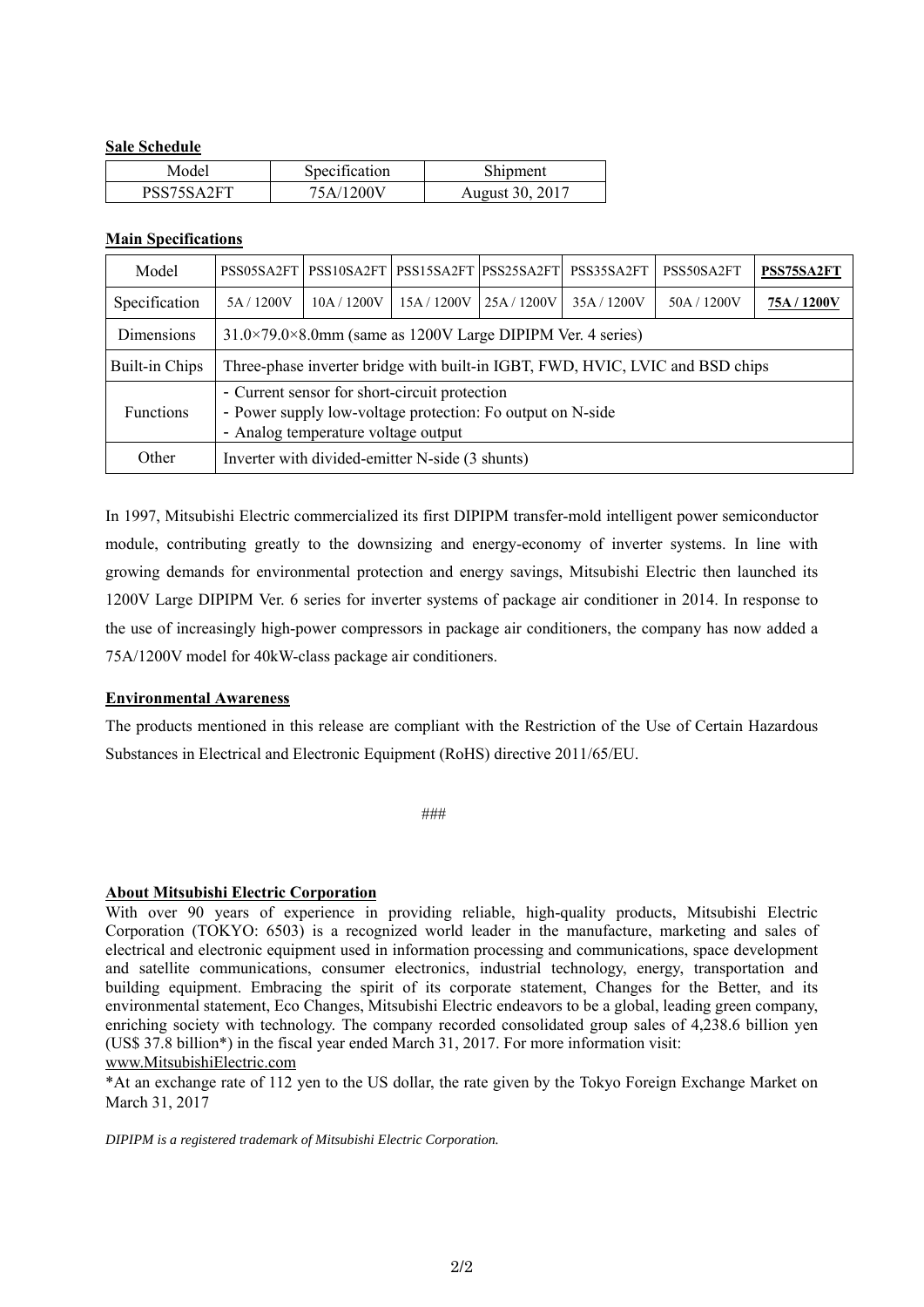**Sale Schedule**

| Model | Specification | Shipment |
|---|---|---|
| PSS75SA2FT | 75A/1200V | August 30, 2017 |

**Main Specifications**

| Model | PSS05SA2FT | PSS10SA2FT | PSS15SA2FT | PSS25SA2FT | PSS35SA2FT | PSS50SA2FT | **PSS75SA2FT** |
|---|---|---|---|---|---|---|---|
| Specification | 5A / 1200V | 10A / 1200V | 15A / 1200V | 25A / 1200V | 35A / 1200V | 50A / 1200V | **75A / 1200V** |
| Dimensions | 31.0×79.0×8.0mm (same as 1200V Large DIPIPM Ver. 4 series) | | | | | | |
| Built-in Chips | Three-phase inverter bridge with built-in IGBT, FWD, HVIC, LVIC and BSD chips | | | | | | |
| Functions | - Current sensor for short-circuit protection<br>- Power supply low-voltage protection: Fo output on N-side<br>- Analog temperature voltage output | | | | | | |
| Other | Inverter with divided-emitter N-side (3 shunts) | | | | | | |

In 1997, Mitsubishi Electric commercialized its first DIPIPM transfer-mold intelligent power semiconductor module, contributing greatly to the downsizing and energy-economy of inverter systems. In line with growing demands for environmental protection and energy savings, Mitsubishi Electric then launched its 1200V Large DIPIPM Ver. 6 series for inverter systems of package air conditioner in 2014. In response to the use of increasingly high-power compressors in package air conditioners, the company has now added a 75A/1200V model for 40kW-class package air conditioners.

**Environmental Awareness**

The products mentioned in this release are compliant with the Restriction of the Use of Certain Hazardous Substances in Electrical and Electronic Equipment (RoHS) directive 2011/65/EU.

###

**About Mitsubishi Electric Corporation**

With over 90 years of experience in providing reliable, high-quality products, Mitsubishi Electric Corporation (TOKYO: 6503) is a recognized world leader in the manufacture, marketing and sales of electrical and electronic equipment used in information processing and communications, space development and satellite communications, consumer electronics, industrial technology, energy, transportation and building equipment. Embracing the spirit of its corporate statement, Changes for the Better, and its environmental statement, Eco Changes, Mitsubishi Electric endeavors to be a global, leading green company, enriching society with technology. The company recorded consolidated group sales of 4,238.6 billion yen (US$ 37.8 billion*) in the fiscal year ended March 31, 2017. For more information visit: www.MitsubishiElectric.com

*At an exchange rate of 112 yen to the US dollar, the rate given by the Tokyo Foreign Exchange Market on March 31, 2017

*DIPIPM is a registered trademark of Mitsubishi Electric Corporation.*